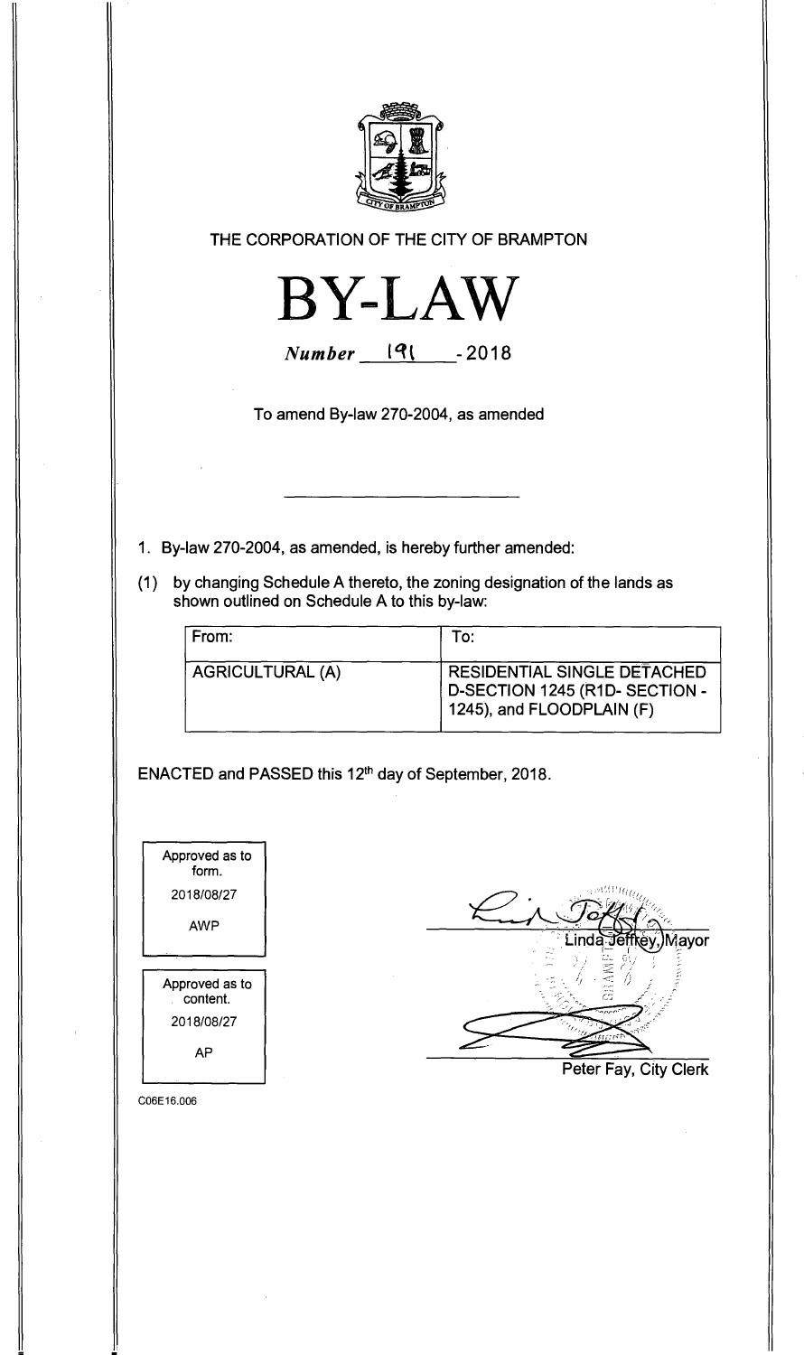THE CORPORATION OF THE CITY OF BRAMPTON

# BY-LAW

*Number* 191 - 2018

To amend By-law 270-2004, as amended

1. By-law 270-2004, as amended, is hereby further amended:

(1) by changing Schedule A thereto, the zoning designation of the lands as shown outlined on Schedule A to this by-law:

| From: | To: |
|---|---|
| AGRICULTURAL (A) | RESIDENTIAL SINGLE DETACHED D-SECTION 1245 (R1D- SECTION - 1245), and FLOODPLAIN (F) |

ENACTED and PASSED this 12th day of September, 2018.

| Approved as to form. |
|---|
| 2018/08/27 |
| AWP |

| Approved as to content. |
|---|
| 2018/08/27 |
| AP |

Linda Jeffrey, Mayor

Peter Fay, City Clerk

C06E16.006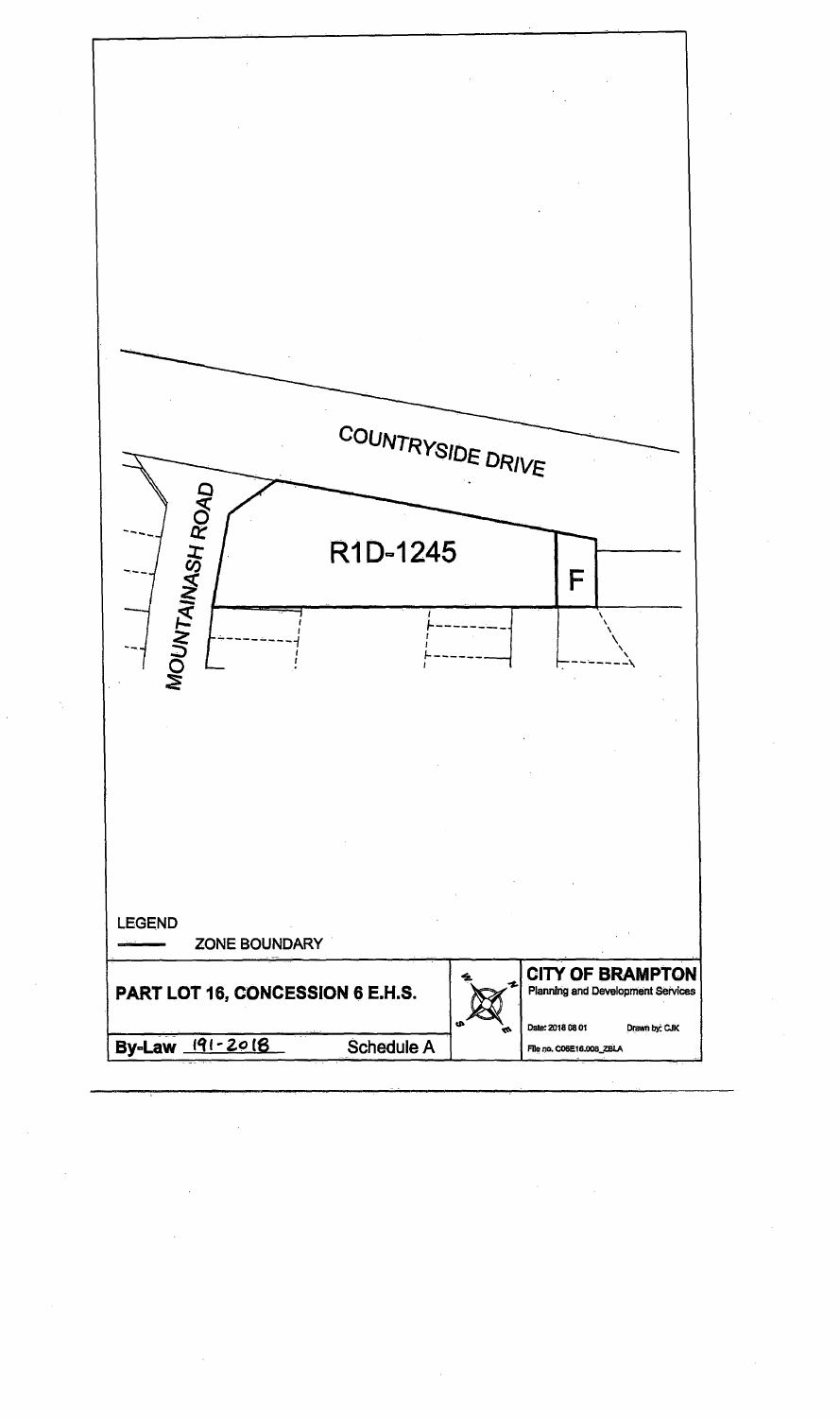COUNTRYSIDE DRIVE

MOUNTAINASH ROAD

R1D-1245

F

LEGEND

ZONE BOUNDARY

| PART LOT 16, CONCESSION 6 E.H.S. | | CITY OF BRAMPTON<br>Planning and Development Services<br>Date: 2018 08 01 Drawn by: CJK |
|---|---|---|
| **By-Law** 191-2018 | Schedule A | File no. C06E16.006_ZBLA |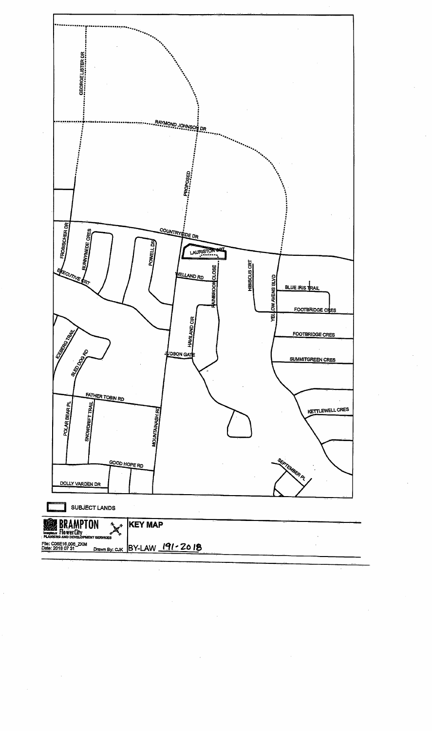GEORGE LISTER DR

RAYMOND JOHNSON DR

PROPOSED

COUNTRYSIDE DR

FROBISCHER DR

RUNNYMEDE CRES

POWELL DR

LAURISTON CRT

EXECUTIVE CRT

WELLAND RD

RAINBROOK CLOSE

HIBISCUS CRT

YELLOW AVENS BLVD

BLUE IRIS TRAIL

FOOTBRIDGE CRES

FOOTBRIDGE CRES

HAVILAND CIR

ICEBERG TRAIL

SLED DOG RD

JUDSON GATE

SUMMITGREEN CRES

FATHER TOBIN RD

POLAR BEAR PL

SNOWDRIFT TRAIL

MOUNTAINASH RD

KETTLEWELL CRES

SEPTEMBER PL

GOOD HOPE RD

DOLLY VARDEN DR

SUBJECT LANDS

BRAMPTON Flower City
PLANNING AND DEVELOPMENT SERVICES

File: C06E16.006_ZKM
Date: 2018 07 31

Drawn By: CJK

**KEY MAP**

BY-LAW 191-2018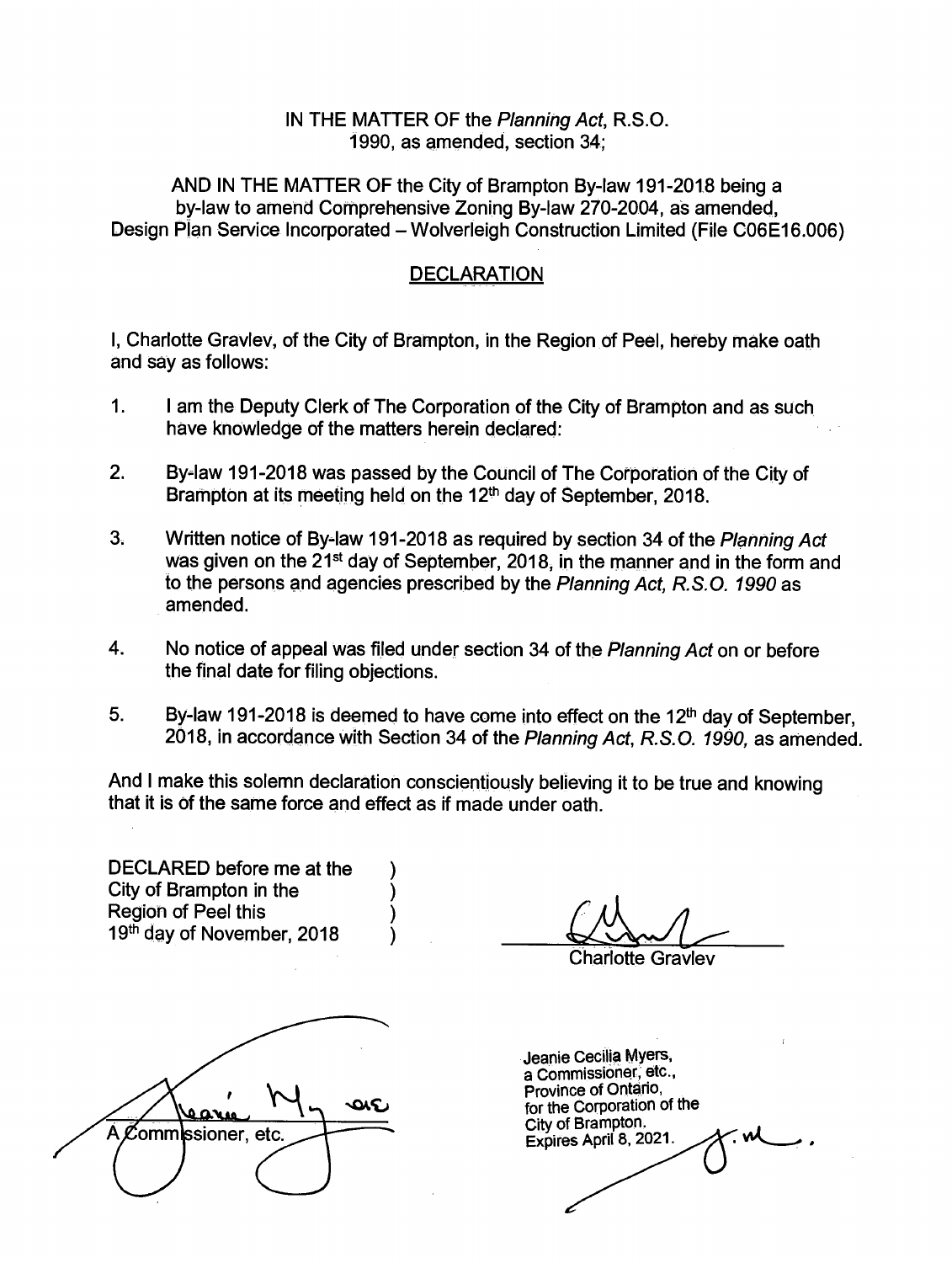IN THE MATTER OF the *Planning Act*, R.S.O. 1990, as amended, section 34;

AND IN THE MATTER OF the City of Brampton By-law 191-2018 being a by-law to amend Comprehensive Zoning By-law 270-2004, as amended, Design Plan Service Incorporated – Wolverleigh Construction Limited (File C06E16.006)

## DECLARATION

I, Charlotte Gravlev, of the City of Brampton, in the Region of Peel, hereby make oath and say as follows:

1. I am the Deputy Clerk of The Corporation of the City of Brampton and as such have knowledge of the matters herein declared:

2. By-law 191-2018 was passed by the Council of The Corporation of the City of Brampton at its meeting held on the 12th day of September, 2018.

3. Written notice of By-law 191-2018 as required by section 34 of the *Planning Act* was given on the 21st day of September, 2018, in the manner and in the form and to the persons and agencies prescribed by the *Planning Act, R.S.O. 1990* as amended.

4. No notice of appeal was filed under section 34 of the *Planning Act* on or before the final date for filing objections.

5. By-law 191-2018 is deemed to have come into effect on the 12th day of September, 2018, in accordance with Section 34 of the *Planning Act, R.S.O. 1990,* as amended.

And I make this solemn declaration conscientiously believing it to be true and knowing that it is of the same force and effect as if made under oath.

DECLARED before me at the City of Brampton in the Region of Peel this 19th day of November, 2018

Charlotte Gravlev

A Commissioner, etc.

Jeanie Cecilia Myers,
a Commissioner, etc.,
Province of Ontario,
for the Corporation of the City of Brampton.
Expires April 8, 2021.